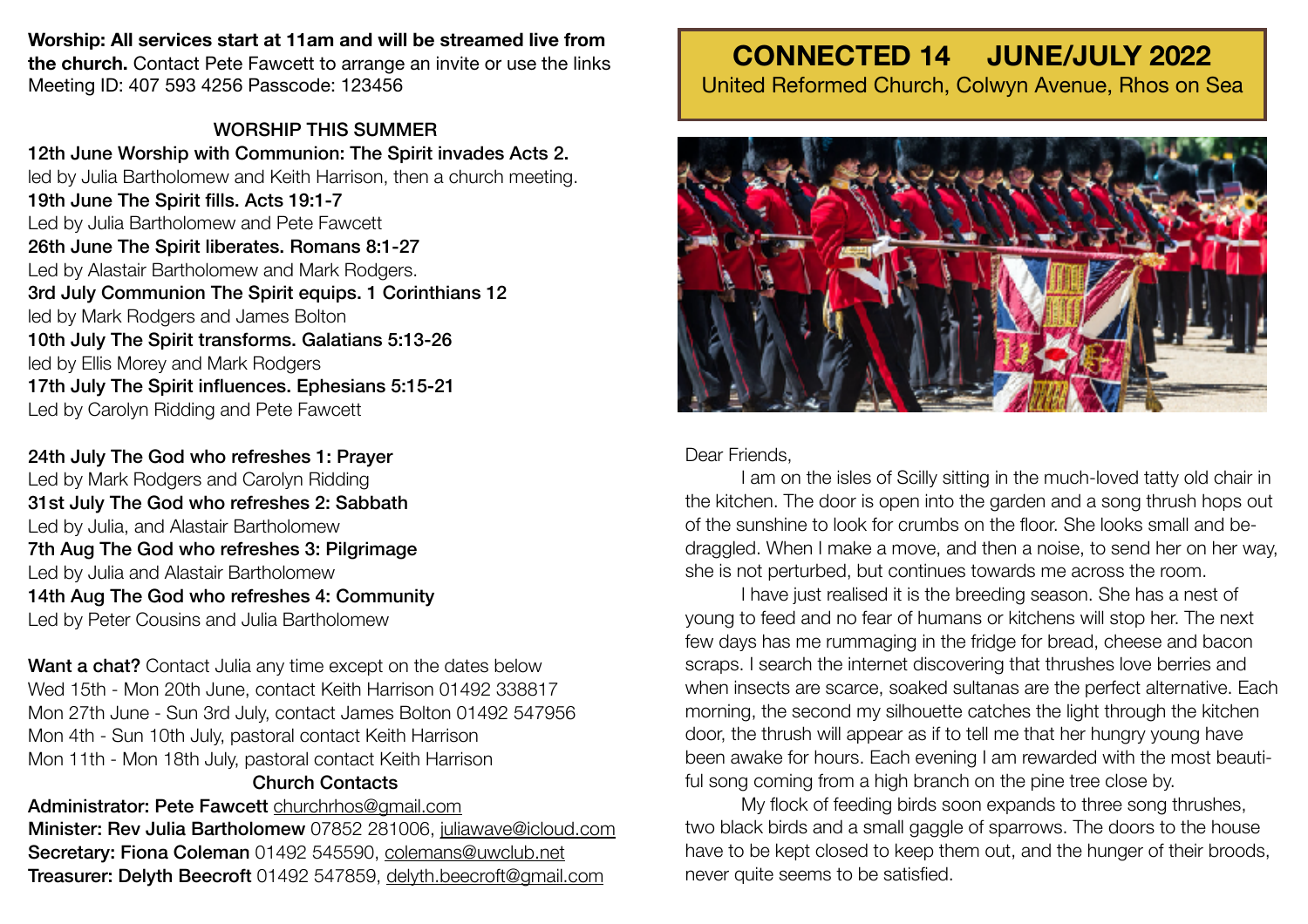**Worship: All services start at 11am and will be streamed live from the church.** Contact Pete Fawcett to arrange an invite or use the links Meeting ID: 407 593 4256 Passcode: 123456

## WORSHIP THIS SUMMER

**12th June Worship with Communion: The Spirit invades Acts 2.**
led by Julia Bartholomew and Keith Harrison, then a church meeting.
**19th June The Spirit fills. Acts 19:1-7**
Led by Julia Bartholomew and Pete Fawcett
**26th June The Spirit liberates. Romans 8:1-27**
Led by Alastair Bartholomew and Mark Rodgers.
**3rd July Communion The Spirit equips. 1 Corinthians 12**
led by Mark Rodgers and James Bolton
**10th July The Spirit transforms. Galatians 5:13-26**
led by Ellis Morey and Mark Rodgers
**17th July The Spirit influences. Ephesians 5:15-21**
Led by Carolyn Ridding and Pete Fawcett

**24th July The God who refreshes 1: Prayer**
Led by Mark Rodgers and Carolyn Ridding
**31st July The God who refreshes 2: Sabbath**
Led by Julia, and Alastair Bartholomew
**7th Aug The God who refreshes 3: Pilgrimage**
Led by Julia and Alastair Bartholomew
**14th Aug The God who refreshes 4: Community**
Led by Peter Cousins and Julia Bartholomew

**Want a chat?** Contact Julia any time except on the dates below
Wed 15th - Mon 20th June, contact Keith Harrison 01492 338817
Mon 27th June - Sun 3rd July, contact James Bolton 01492 547956
Mon 4th - Sun 10th July, pastoral contact Keith Harrison
Mon 11th - Mon 18th July, pastoral contact Keith Harrison

## Church Contacts

**Administrator: Pete Fawcett** churchrhos@gmail.com
**Minister: Rev Julia Bartholomew** 07852 281006, juliawave@icloud.com
**Secretary: Fiona Coleman** 01492 545590, colemans@uwclub.net
**Treasurer: Delyth Beecroft** 01492 547859, delyth.beecroft@gmail.com

# CONNECTED 14 JUNE/JULY 2022

United Reformed Church, Colwyn Avenue, Rhos on Sea

Dear Friends,

I am on the isles of Scilly sitting in the much-loved tatty old chair in the kitchen. The door is open into the garden and a song thrush hops out of the sunshine to look for crumbs on the floor. She looks small and bedraggled. When I make a move, and then a noise, to send her on her way, she is not perturbed, but continues towards me across the room.

I have just realised it is the breeding season. She has a nest of young to feed and no fear of humans or kitchens will stop her. The next few days has me rummaging in the fridge for bread, cheese and bacon scraps. I search the internet discovering that thrushes love berries and when insects are scarce, soaked sultanas are the perfect alternative. Each morning, the second my silhouette catches the light through the kitchen door, the thrush will appear as if to tell me that her hungry young have been awake for hours. Each evening I am rewarded with the most beautiful song coming from a high branch on the pine tree close by.

My flock of feeding birds soon expands to three song thrushes, two black birds and a small gaggle of sparrows. The doors to the house have to be kept closed to keep them out, and the hunger of their broods, never quite seems to be satisfied.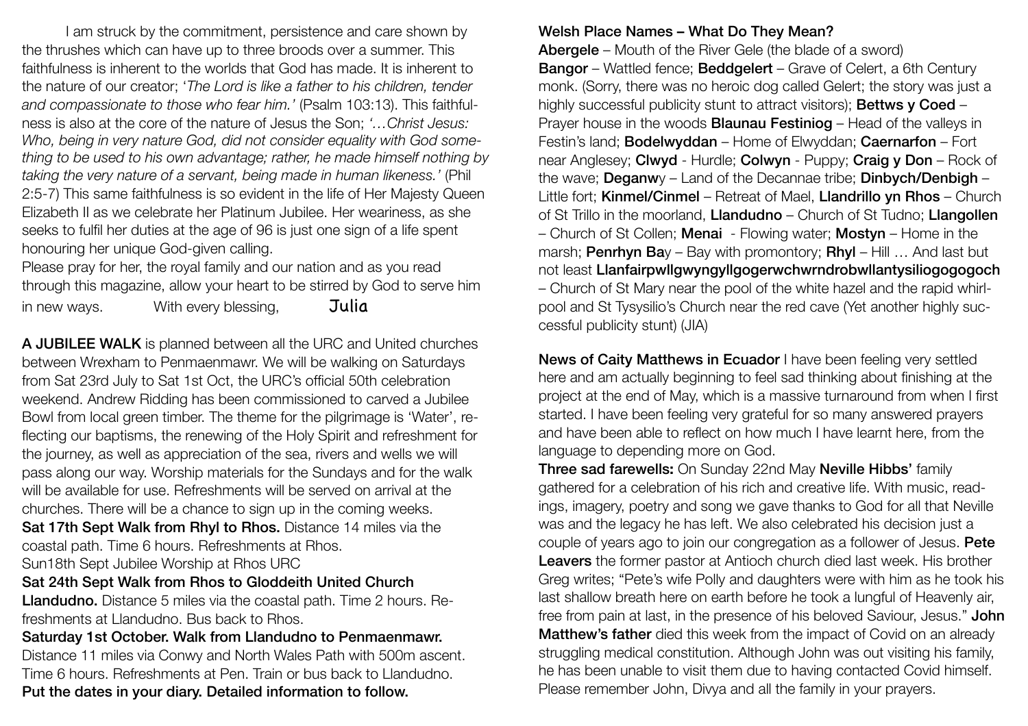I am struck by the commitment, persistence and care shown by the thrushes which can have up to three broods over a summer. This faithfulness is inherent to the worlds that God has made. It is inherent to the nature of our creator; '*The Lord is like a father to his children, tender and compassionate to those who fear him.'* (Psalm 103:13). This faithfulness is also at the core of the nature of Jesus the Son; *'…Christ Jesus: Who, being in very nature God, did not consider equality with God something to be used to his own advantage; rather, he made himself nothing by taking the very nature of a servant, being made in human likeness.'* (Phil 2:5-7) This same faithfulness is so evident in the life of Her Majesty Queen Elizabeth II as we celebrate her Platinum Jubilee. Her weariness, as she seeks to fulfil her duties at the age of 96 is just one sign of a life spent honouring her unique God-given calling.

Please pray for her, the royal family and our nation and as you read through this magazine, allow your heart to be stirred by God to serve him in new ways. With every blessing, Julia

**A JUBILEE WALK** is planned between all the URC and United churches between Wrexham to Penmaenmawr. We will be walking on Saturdays from Sat 23rd July to Sat 1st Oct, the URC's official 50th celebration weekend. Andrew Ridding has been commissioned to carved a Jubilee Bowl from local green timber. The theme for the pilgrimage is 'Water', reflecting our baptisms, the renewing of the Holy Spirit and refreshment for the journey, as well as appreciation of the sea, rivers and wells we will pass along our way. Worship materials for the Sundays and for the walk will be available for use. Refreshments will be served on arrival at the churches. There will be a chance to sign up in the coming weeks.

**Sat 17th Sept Walk from Rhyl to Rhos.** Distance 14 miles via the coastal path. Time 6 hours. Refreshments at Rhos.

Sun18th Sept Jubilee Worship at Rhos URC

**Sat 24th Sept Walk from Rhos to Gloddeith United Church Llandudno.** Distance 5 miles via the coastal path. Time 2 hours. Refreshments at Llandudno. Bus back to Rhos.

**Saturday 1st October. Walk from Llandudno to Penmaenmawr.** Distance 11 miles via Conwy and North Wales Path with 500m ascent. Time 6 hours. Refreshments at Pen. Train or bus back to Llandudno.

**Put the dates in your diary. Detailed information to follow.**

**Welsh Place Names – What Do They Mean?**

**Abergele** – Mouth of the River Gele (the blade of a sword) **Bangor** – Wattled fence; **Beddgelert** – Grave of Celert, a 6th Century monk. (Sorry, there was no heroic dog called Gelert; the story was just a highly successful publicity stunt to attract visitors); **Bettws y Coed** – Prayer house in the woods **Blaunau Festiniog** – Head of the valleys in Festin's land; **Bodelwyddan** – Home of Elwyddan; **Caernarfon** – Fort near Anglesey; **Clwyd** - Hurdle; **Colwyn** - Puppy; **Craig y Don** – Rock of the wave; **Deganw**y – Land of the Decannae tribe; **Dinbych/Denbigh** – Little fort; **Kinmel/Cinmel** – Retreat of Mael, **Llandrillo yn Rhos** – Church of St Trillo in the moorland, **Llandudno** – Church of St Tudno; **Llangollen** – Church of St Collen; **Menai** - Flowing water; **Mostyn** – Home in the marsh; **Penrhyn Ba**y – Bay with promontory; **Rhyl** – Hill … And last but not least **Llanfairpwllgwyngyllgogerwchwrndrobwllantysiliogogogoch** – Church of St Mary near the pool of the white hazel and the rapid whirlpool and St Tysysilio's Church near the red cave (Yet another highly successful publicity stunt) (JIA)

**News of Caity Matthews in Ecuador** I have been feeling very settled here and am actually beginning to feel sad thinking about finishing at the project at the end of May, which is a massive turnaround from when I first started. I have been feeling very grateful for so many answered prayers and have been able to reflect on how much I have learnt here, from the language to depending more on God.

**Three sad farewells:** On Sunday 22nd May **Neville Hibbs'** family gathered for a celebration of his rich and creative life. With music, readings, imagery, poetry and song we gave thanks to God for all that Neville was and the legacy he has left. We also celebrated his decision just a couple of years ago to join our congregation as a follower of Jesus. **Pete Leavers** the former pastor at Antioch church died last week. His brother Greg writes; "Pete's wife Polly and daughters were with him as he took his last shallow breath here on earth before he took a lungful of Heavenly air, free from pain at last, in the presence of his beloved Saviour, Jesus." **John Matthew's father** died this week from the impact of Covid on an already struggling medical constitution. Although John was out visiting his family, he has been unable to visit them due to having contacted Covid himself. Please remember John, Divya and all the family in your prayers.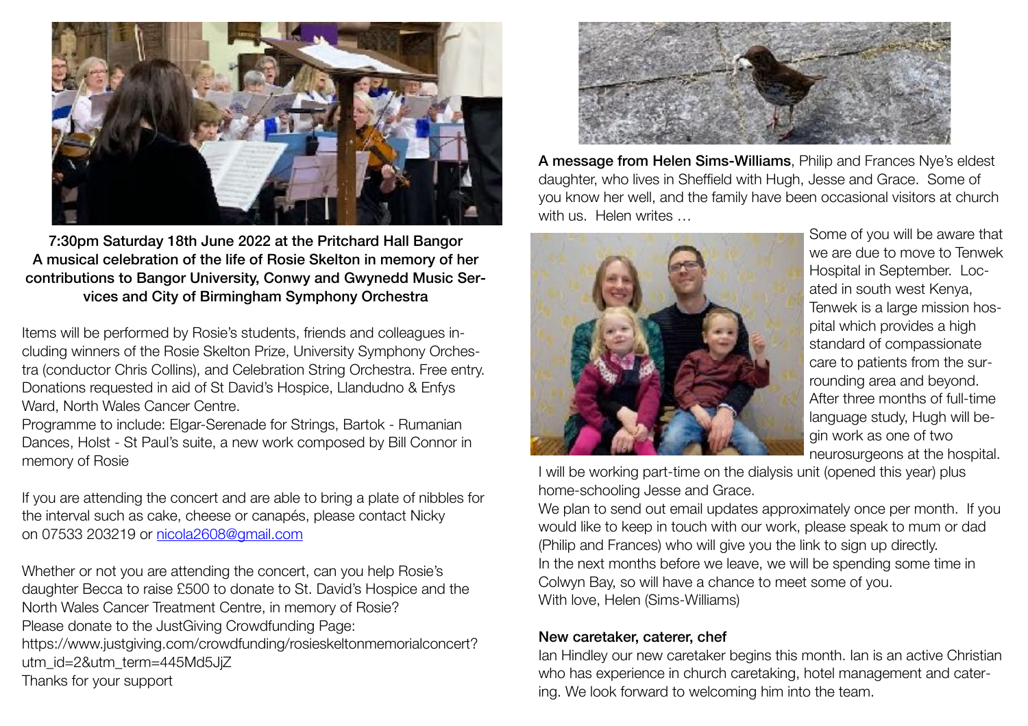**7:30pm Saturday 18th June 2022 at the Pritchard Hall Bangor**
**A musical celebration of the life of Rosie Skelton in memory of her contributions to Bangor University, Conwy and Gwynedd Music Services and City of Birmingham Symphony Orchestra**

Items will be performed by Rosie's students, friends and colleagues including winners of the Rosie Skelton Prize, University Symphony Orchestra (conductor Chris Collins), and Celebration String Orchestra. Free entry. Donations requested in aid of St David's Hospice, Llandudno & Enfys Ward, North Wales Cancer Centre.
Programme to include: Elgar-Serenade for Strings, Bartok - Rumanian Dances, Holst - St Paul's suite, a new work composed by Bill Connor in memory of Rosie

If you are attending the concert and are able to bring a plate of nibbles for the interval such as cake, cheese or canapés, please contact Nicky on 07533 203219 or nicola2608@gmail.com

Whether or not you are attending the concert, can you help Rosie's daughter Becca to raise £500 to donate to St. David's Hospice and the North Wales Cancer Treatment Centre, in memory of Rosie?
Please donate to the JustGiving Crowdfunding Page:
https://www.justgiving.com/crowdfunding/rosieskeltonmemorialconcert?utm_id=2&utm_term=445Md5JjZ
Thanks for your support

**A message from Helen Sims-Williams**, Philip and Frances Nye's eldest daughter, who lives in Sheffield with Hugh, Jesse and Grace. Some of you know her well, and the family have been occasional visitors at church with us. Helen writes …

Some of you will be aware that we are due to move to Tenwek Hospital in September. Located in south west Kenya, Tenwek is a large mission hospital which provides a high standard of compassionate care to patients from the surrounding area and beyond. After three months of full-time language study, Hugh will begin work as one of two neurosurgeons at the hospital. I will be working part-time on the dialysis unit (opened this year) plus home-schooling Jesse and Grace.
We plan to send out email updates approximately once per month. If you would like to keep in touch with our work, please speak to mum or dad (Philip and Frances) who will give you the link to sign up directly.
In the next months before we leave, we will be spending some time in Colwyn Bay, so will have a chance to meet some of you.
With love, Helen (Sims-Williams)

**New caretaker, caterer, chef**

Ian Hindley our new caretaker begins this month. Ian is an active Christian who has experience in church caretaking, hotel management and catering. We look forward to welcoming him into the team.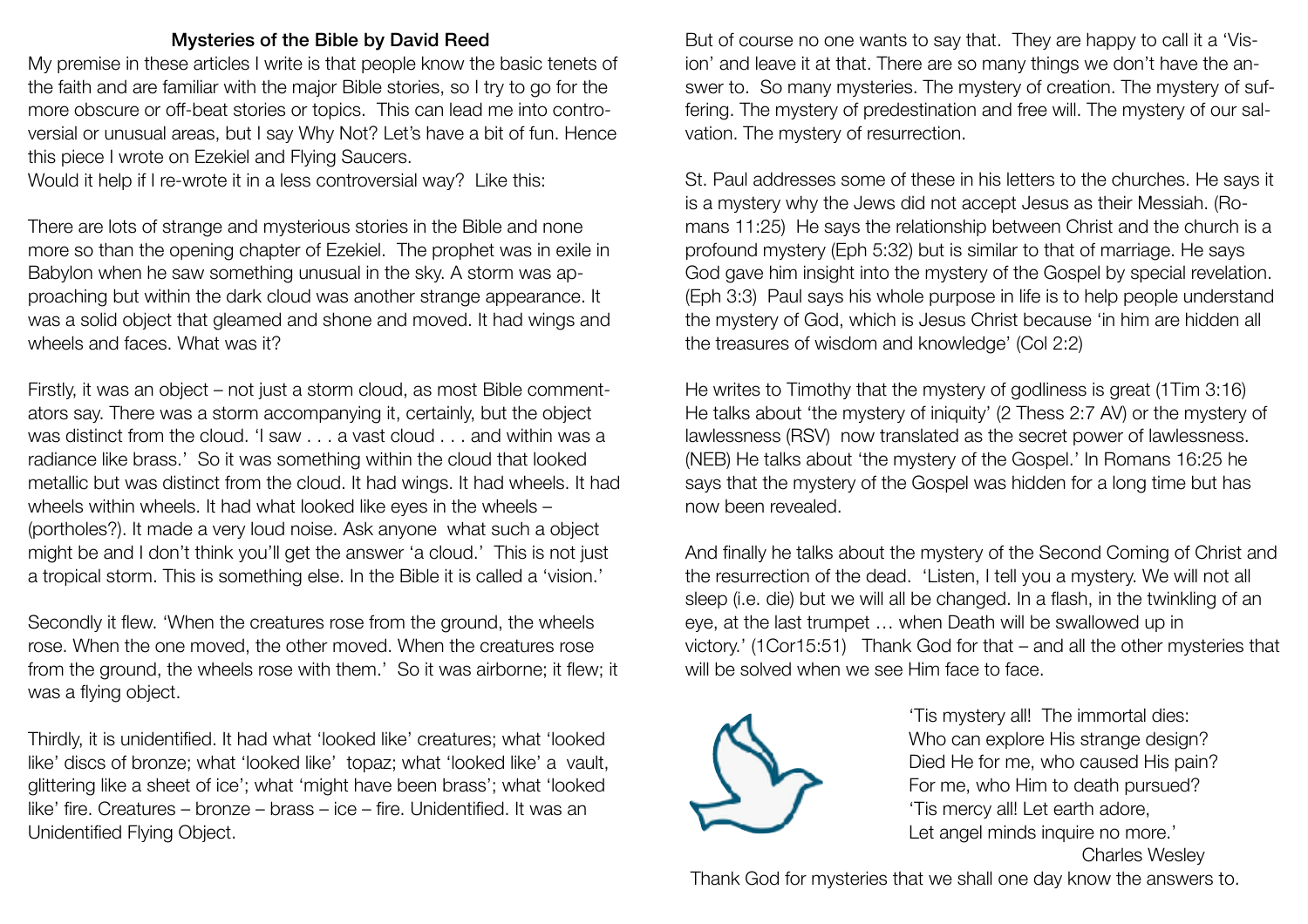## Mysteries of the Bible by David Reed

My premise in these articles I write is that people know the basic tenets of the faith and are familiar with the major Bible stories, so I try to go for the more obscure or off-beat stories or topics. This can lead me into controversial or unusual areas, but I say Why Not? Let's have a bit of fun. Hence this piece I wrote on Ezekiel and Flying Saucers.

Would it help if I re-wrote it in a less controversial way? Like this:

There are lots of strange and mysterious stories in the Bible and none more so than the opening chapter of Ezekiel. The prophet was in exile in Babylon when he saw something unusual in the sky. A storm was approaching but within the dark cloud was another strange appearance. It was a solid object that gleamed and shone and moved. It had wings and wheels and faces. What was it?

Firstly, it was an object – not just a storm cloud, as most Bible commentators say. There was a storm accompanying it, certainly, but the object was distinct from the cloud. 'I saw . . . a vast cloud . . . and within was a radiance like brass.' So it was something within the cloud that looked metallic but was distinct from the cloud. It had wings. It had wheels. It had wheels within wheels. It had what looked like eyes in the wheels – (portholes?). It made a very loud noise. Ask anyone what such a object might be and I don't think you'll get the answer 'a cloud.' This is not just a tropical storm. This is something else. In the Bible it is called a 'vision.'

Secondly it flew. 'When the creatures rose from the ground, the wheels rose. When the one moved, the other moved. When the creatures rose from the ground, the wheels rose with them.' So it was airborne; it flew; it was a flying object.

Thirdly, it is unidentified. It had what 'looked like' creatures; what 'looked like' discs of bronze; what 'looked like' topaz; what 'looked like' a vault, glittering like a sheet of ice'; what 'might have been brass'; what 'looked like' fire. Creatures – bronze – brass – ice – fire. Unidentified. It was an Unidentified Flying Object.

But of course no one wants to say that. They are happy to call it a 'Vision' and leave it at that. There are so many things we don't have the answer to. So many mysteries. The mystery of creation. The mystery of suffering. The mystery of predestination and free will. The mystery of our salvation. The mystery of resurrection.

St. Paul addresses some of these in his letters to the churches. He says it is a mystery why the Jews did not accept Jesus as their Messiah. (Romans 11:25) He says the relationship between Christ and the church is a profound mystery (Eph 5:32) but is similar to that of marriage. He says God gave him insight into the mystery of the Gospel by special revelation. (Eph 3:3) Paul says his whole purpose in life is to help people understand the mystery of God, which is Jesus Christ because 'in him are hidden all the treasures of wisdom and knowledge' (Col 2:2)

He writes to Timothy that the mystery of godliness is great (1Tim 3:16) He talks about 'the mystery of iniquity' (2 Thess 2:7 AV) or the mystery of lawlessness (RSV) now translated as the secret power of lawlessness. (NEB) He talks about 'the mystery of the Gospel.' In Romans 16:25 he says that the mystery of the Gospel was hidden for a long time but has now been revealed.

And finally he talks about the mystery of the Second Coming of Christ and the resurrection of the dead. 'Listen, I tell you a mystery. We will not all sleep (i.e. die) but we will all be changed. In a flash, in the twinkling of an eye, at the last trumpet … when Death will be swallowed up in victory.' (1Cor15:51) Thank God for that – and all the other mysteries that will be solved when we see Him face to face.

'Tis mystery all! The immortal dies:  
Who can explore His strange design?  
Died He for me, who caused His pain?  
For me, who Him to death pursued?  
'Tis mercy all! Let earth adore,  
Let angel minds inquire no more.'

Charles Wesley

Thank God for mysteries that we shall one day know the answers to.